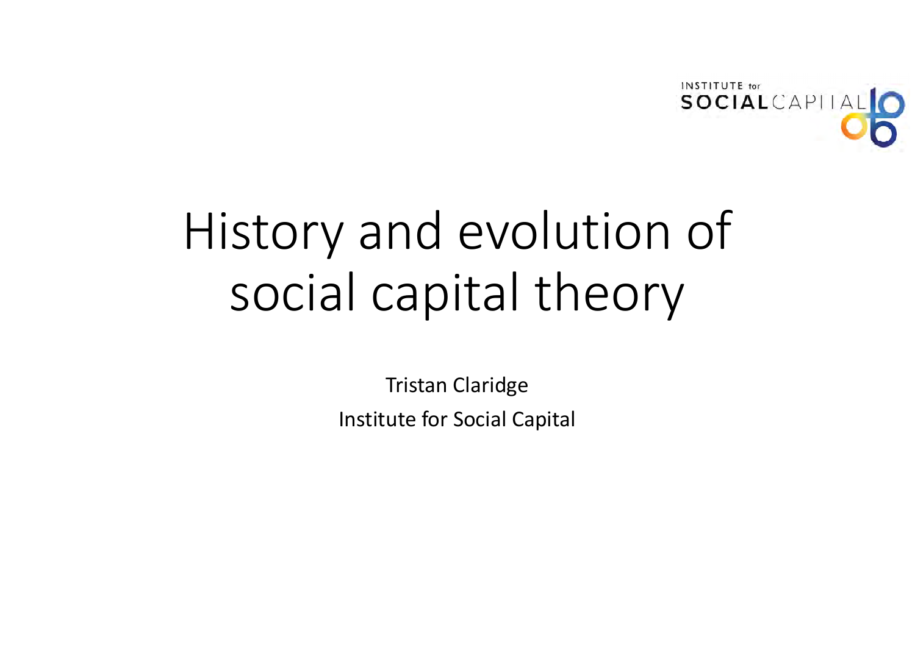# History and evolution of social capital theory

Tristan Claridge

Institute for Social Capital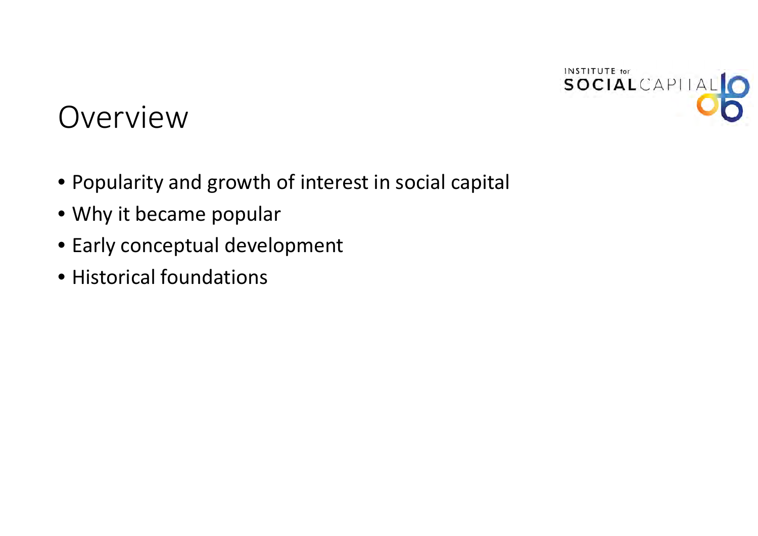# Overview

- Popularity and growth of interest in social capital
- Why it became popular
- Early conceptual development
- Historical foundations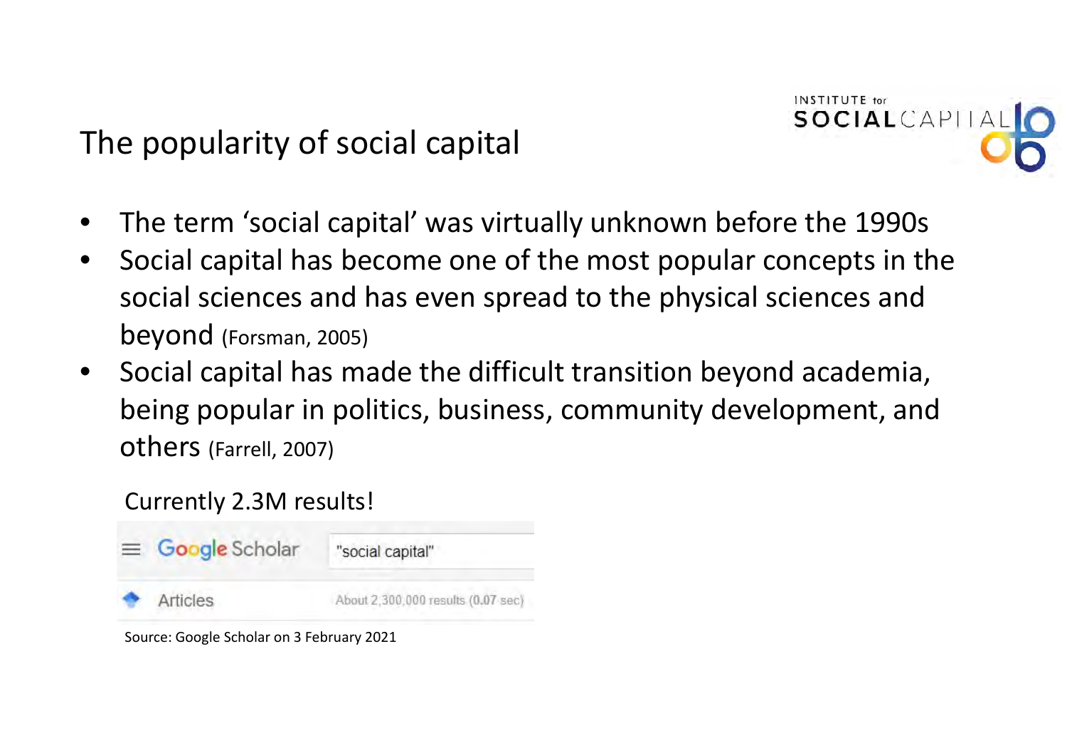## The popularity of social capital

- The term ‘social capital’ was virtually unknown before the 1990s
- Social capital has become one of the most popular concepts in the social sciences and has even spread to the physical sciences and beyond (Forsman, 2005)
- Social capital has made the difficult transition beyond academia, being popular in politics, business, community development, and others (Farrell, 2007)

Currently 2.3M results!

Google Scholar "social capital"

Articles About 2,300,000 results (0.07 sec)

Source: Google Scholar on 3 February 2021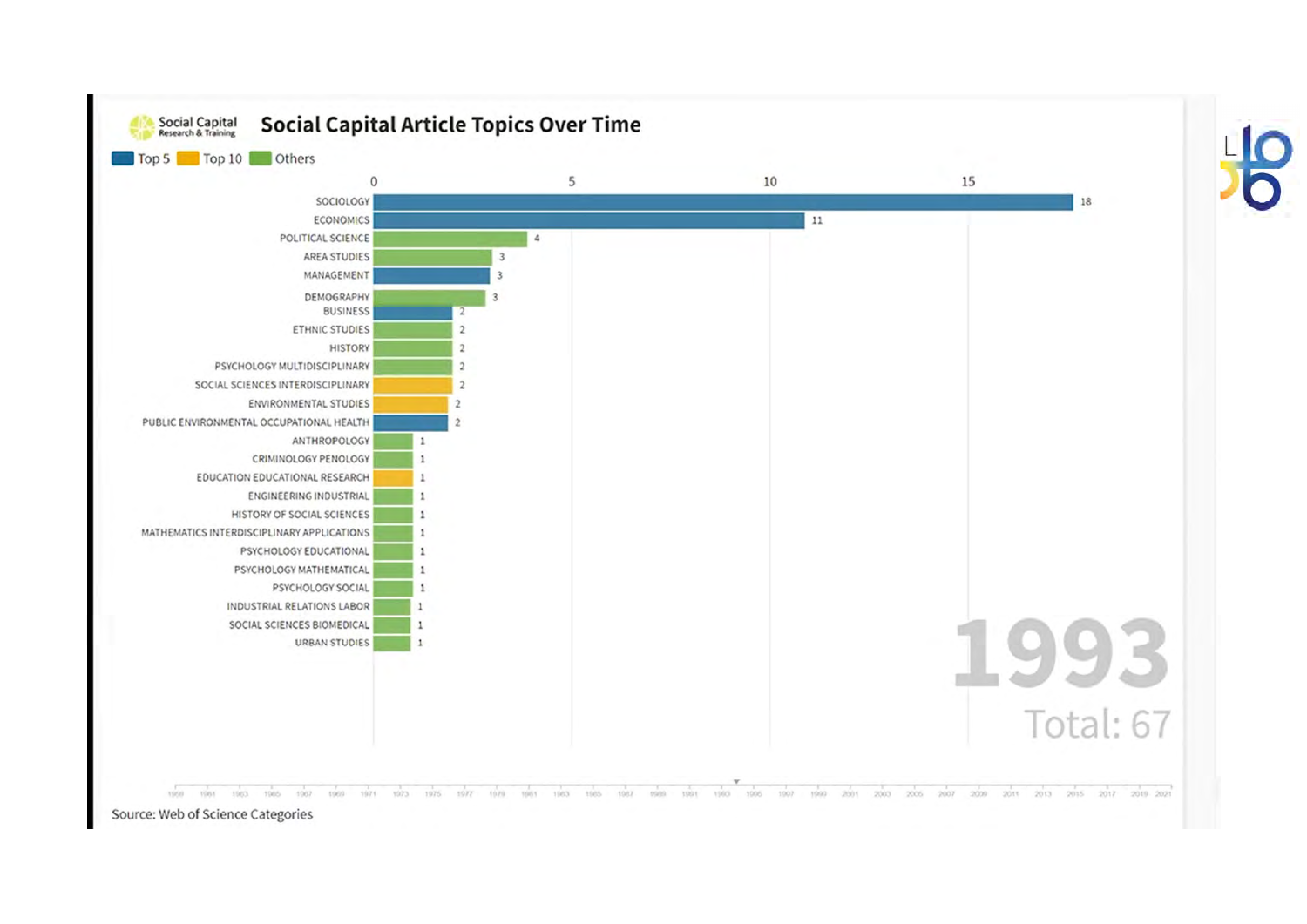## Social Capital Article Topics Over Time

Top 5 | Top 10 | Others

| Topic | Count |
| --- | --- |
| SOCIOLOGY | 18 |
| ECONOMICS | 11 |
| POLITICAL SCIENCE | 4 |
| AREA STUDIES | 3 |
| MANAGEMENT | 3 |
| DEMOGRAPHY | 3 |
| BUSINESS | 2 |
| ETHNIC STUDIES | 2 |
| HISTORY | 2 |
| PSYCHOLOGY MULTIDISCIPLINARY | 2 |
| SOCIAL SCIENCES INTERDISCIPLINARY | 2 |
| ENVIRONMENTAL STUDIES | 2 |
| PUBLIC ENVIRONMENTAL OCCUPATIONAL HEALTH | 2 |
| ANTHROPOLOGY | 1 |
| CRIMINOLOGY PENOLOGY | 1 |
| EDUCATION EDUCATIONAL RESEARCH | 1 |
| ENGINEERING INDUSTRIAL | 1 |
| HISTORY OF SOCIAL SCIENCES | 1 |
| MATHEMATICS INTERDISCIPLINARY APPLICATIONS | 1 |
| PSYCHOLOGY EDUCATIONAL | 1 |
| PSYCHOLOGY MATHEMATICAL | 1 |
| PSYCHOLOGY SOCIAL | 1 |
| INDUSTRIAL RELATIONS LABOR | 1 |
| SOCIAL SCIENCES BIOMEDICAL | 1 |
| URBAN STUDIES | 1 |

1993

Total: 67

Source: Web of Science Categories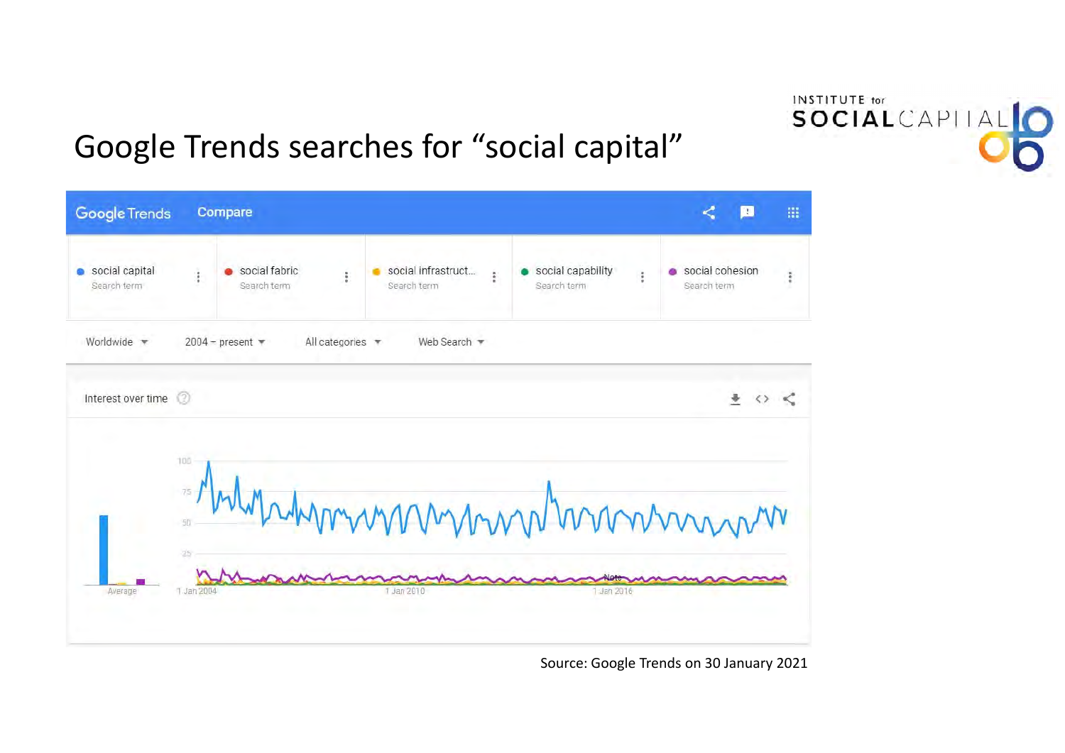# Google Trends searches for "social capital"

Google Trends Compare

- social capital — Search term
- social fabric — Search term
- social infrastruct... — Search term
- social capability — Search term
- social cohesion — Search term

Worldwide | 2004 – present | All categories | Web Search

Interest over time

Source: Google Trends on 30 January 2021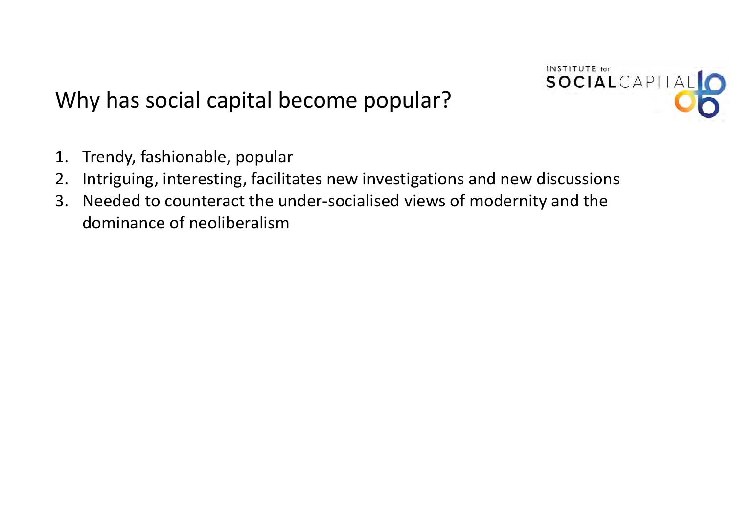# Why has social capital become popular?

1. Trendy, fashionable, popular
2. Intriguing, interesting, facilitates new investigations and new discussions
3. Needed to counteract the under-socialised views of modernity and the dominance of neoliberalism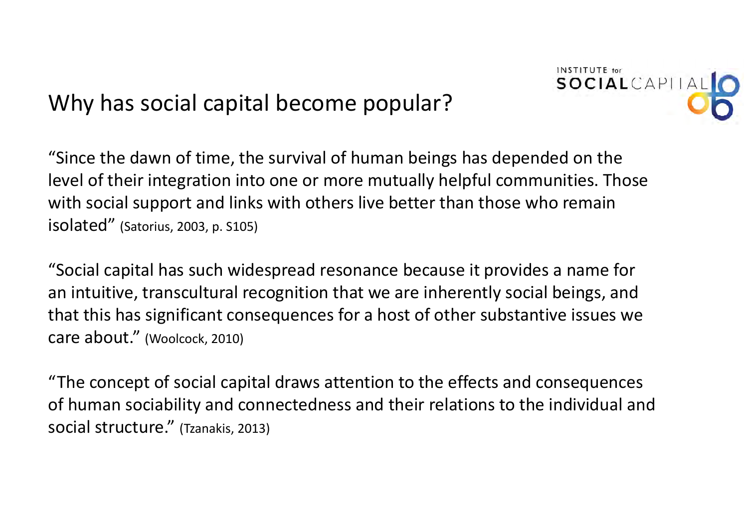## Why has social capital become popular?

"Since the dawn of time, the survival of human beings has depended on the level of their integration into one or more mutually helpful communities. Those with social support and links with others live better than those who remain isolated" (Satorius, 2003, p. S105)

"Social capital has such widespread resonance because it provides a name for an intuitive, transcultural recognition that we are inherently social beings, and that this has significant consequences for a host of other substantive issues we care about." (Woolcock, 2010)

"The concept of social capital draws attention to the effects and consequences of human sociability and connectedness and their relations to the individual and social structure." (Tzanakis, 2013)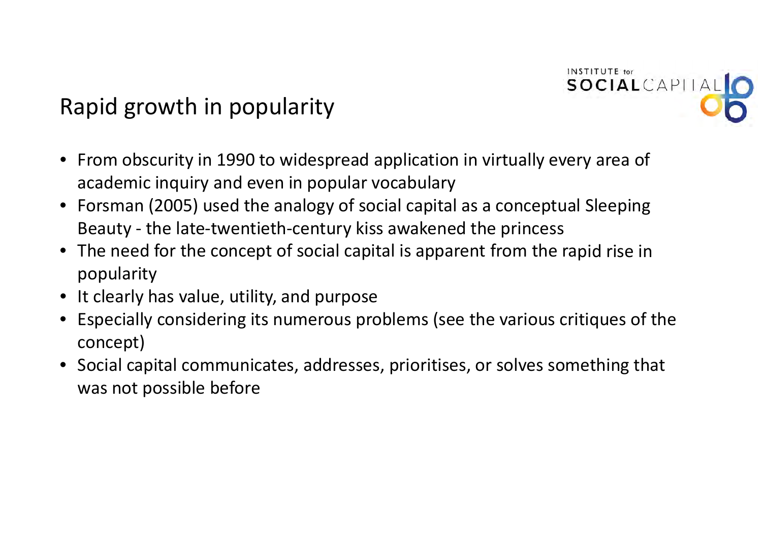# Rapid growth in popularity

- From obscurity in 1990 to widespread application in virtually every area of academic inquiry and even in popular vocabulary
- Forsman (2005) used the analogy of social capital as a conceptual Sleeping Beauty - the late-twentieth-century kiss awakened the princess
- The need for the concept of social capital is apparent from the rapid rise in popularity
- It clearly has value, utility, and purpose
- Especially considering its numerous problems (see the various critiques of the concept)
- Social capital communicates, addresses, prioritises, or solves something that was not possible before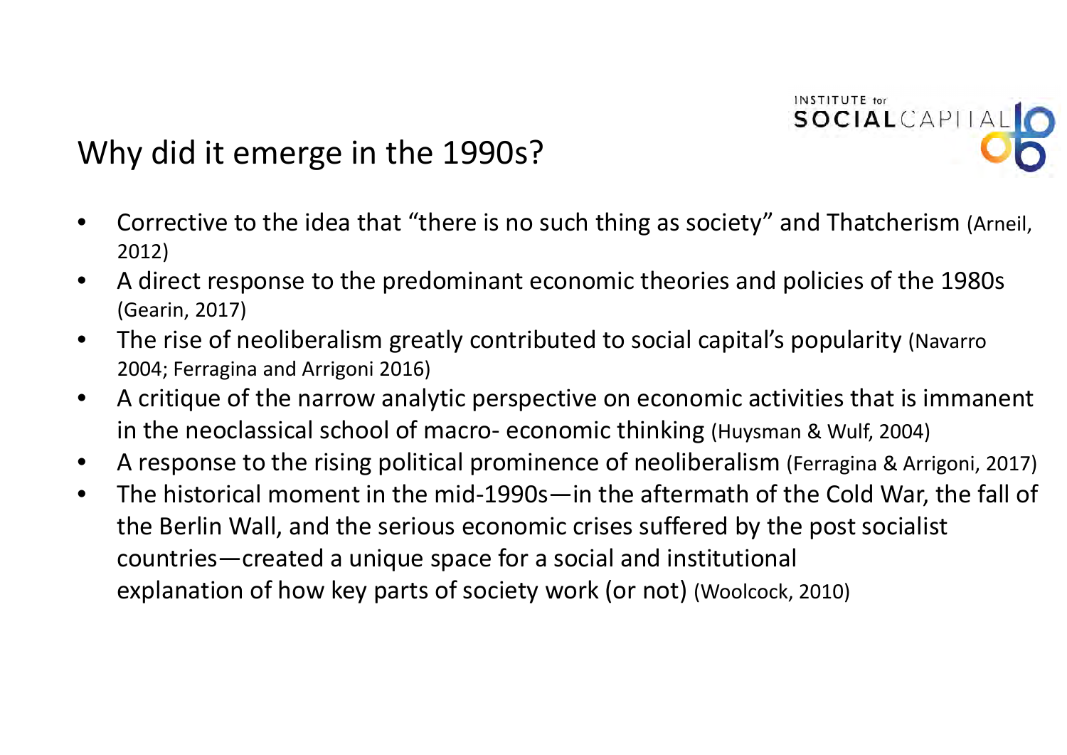## Why did it emerge in the 1990s?

- Corrective to the idea that "there is no such thing as society" and Thatcherism (Arneil, 2012)
- A direct response to the predominant economic theories and policies of the 1980s (Gearin, 2017)
- The rise of neoliberalism greatly contributed to social capital's popularity (Navarro 2004; Ferragina and Arrigoni 2016)
- A critique of the narrow analytic perspective on economic activities that is immanent in the neoclassical school of macro- economic thinking (Huysman & Wulf, 2004)
- A response to the rising political prominence of neoliberalism (Ferragina & Arrigoni, 2017)
- The historical moment in the mid-1990s—in the aftermath of the Cold War, the fall of the Berlin Wall, and the serious economic crises suffered by the post socialist countries—created a unique space for a social and institutional explanation of how key parts of society work (or not) (Woolcock, 2010)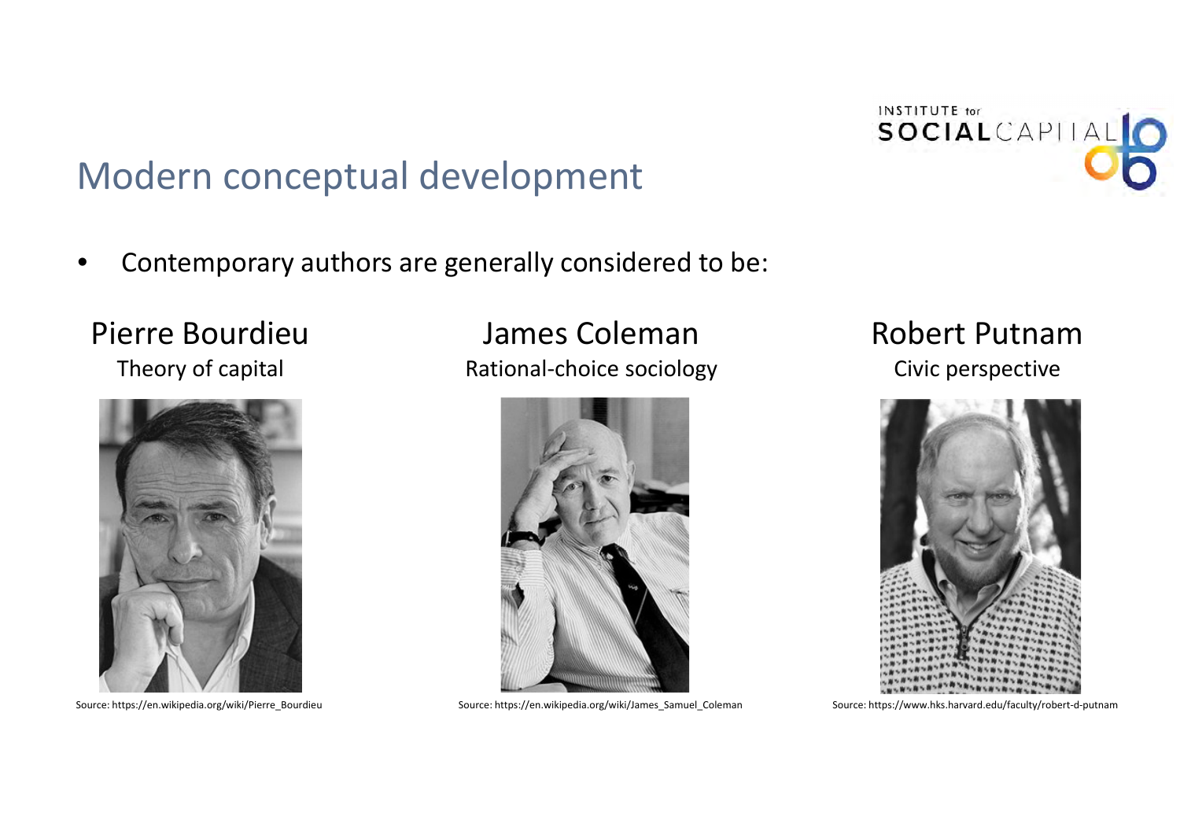## Modern conceptual development

- Contemporary authors are generally considered to be:

**Pierre Bourdieu**
Theory of capital

Source: https://en.wikipedia.org/wiki/Pierre_Bourdieu

**James Coleman**
Rational-choice sociology

Source: https://en.wikipedia.org/wiki/James_Samuel_Coleman

**Robert Putnam**
Civic perspective

Source: https://www.hks.harvard.edu/faculty/robert-d-putnam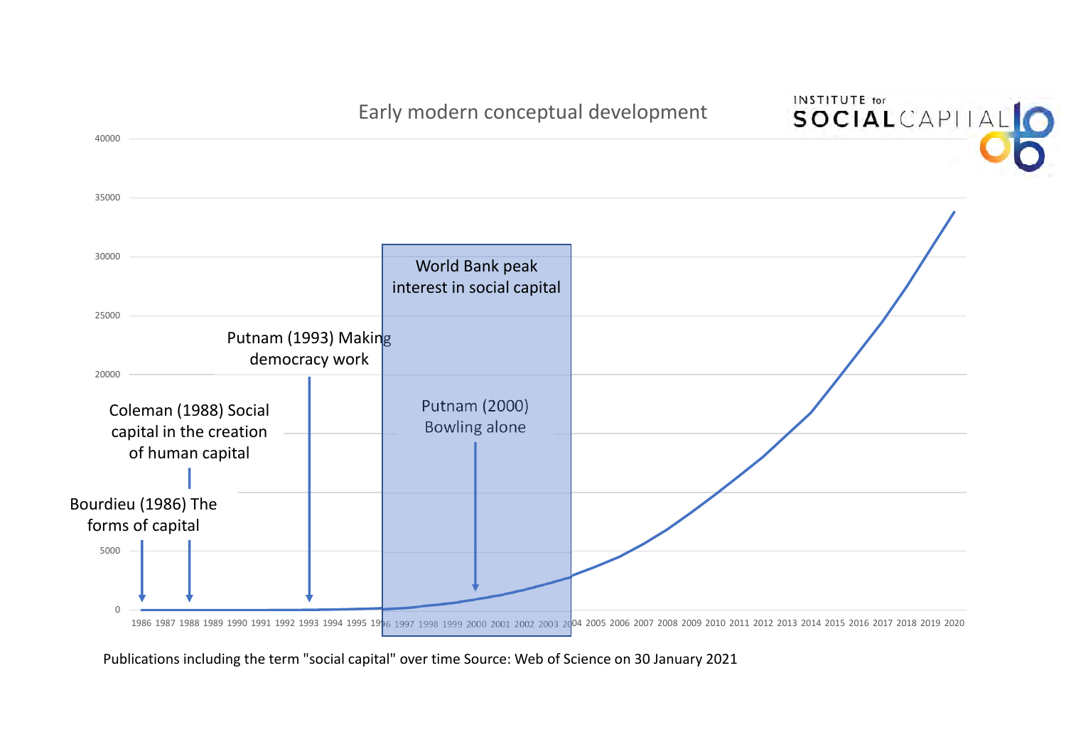Early modern conceptual development

INSTITUTE for SOCIALCAPITAL

World Bank peak interest in social capital

Putnam (1993) Making democracy work

Coleman (1988) Social capital in the creation of human capital

Bourdieu (1986) The forms of capital

Putnam (2000) Bowling alone

Publications including the term "social capital" over time Source: Web of Science on 30 January 2021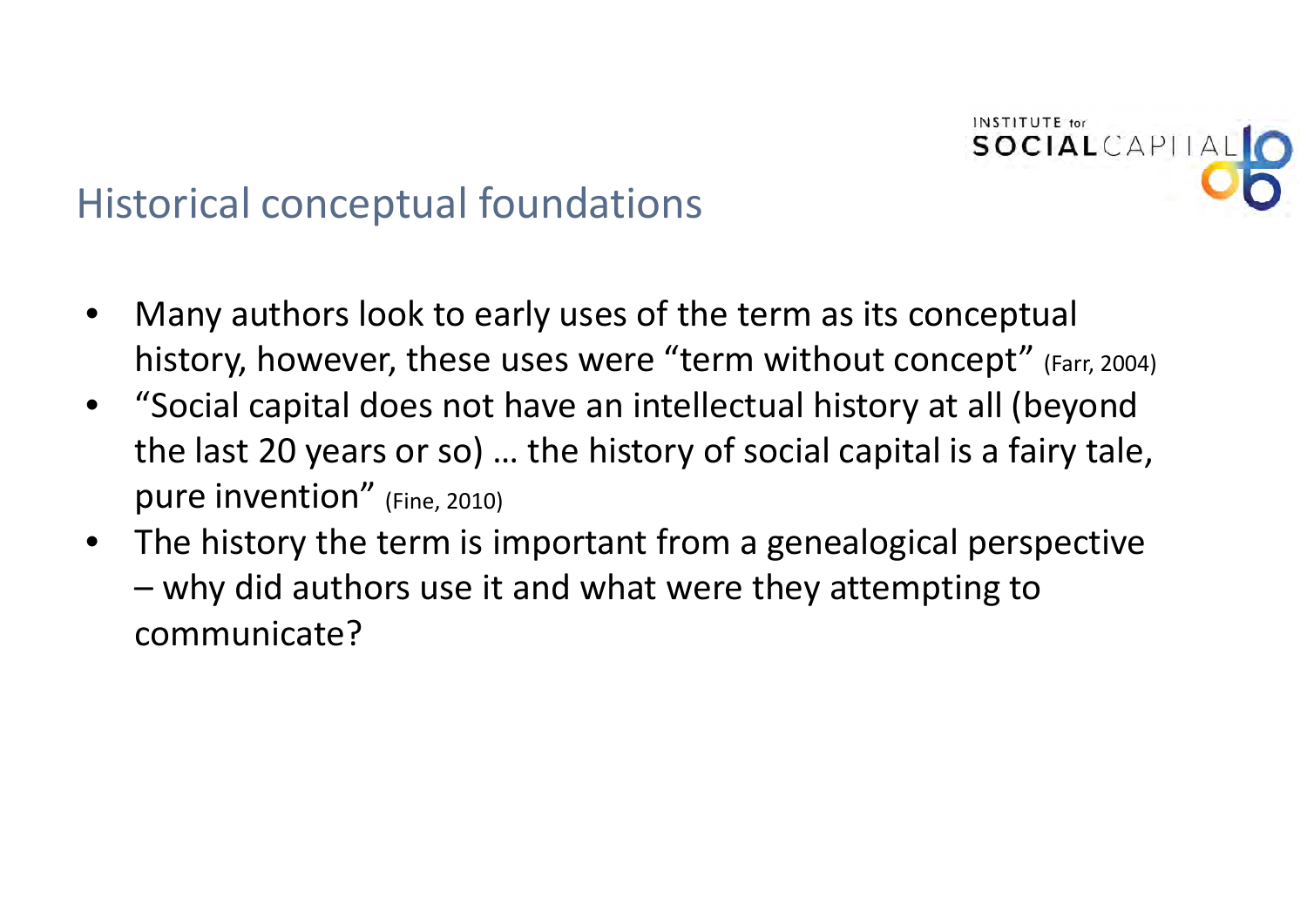# Historical conceptual foundations

- Many authors look to early uses of the term as its conceptual history, however, these uses were "term without concept" (Farr, 2004)
- "Social capital does not have an intellectual history at all (beyond the last 20 years or so) … the history of social capital is a fairy tale, pure invention" (Fine, 2010)
- The history the term is important from a genealogical perspective – why did authors use it and what were they attempting to communicate?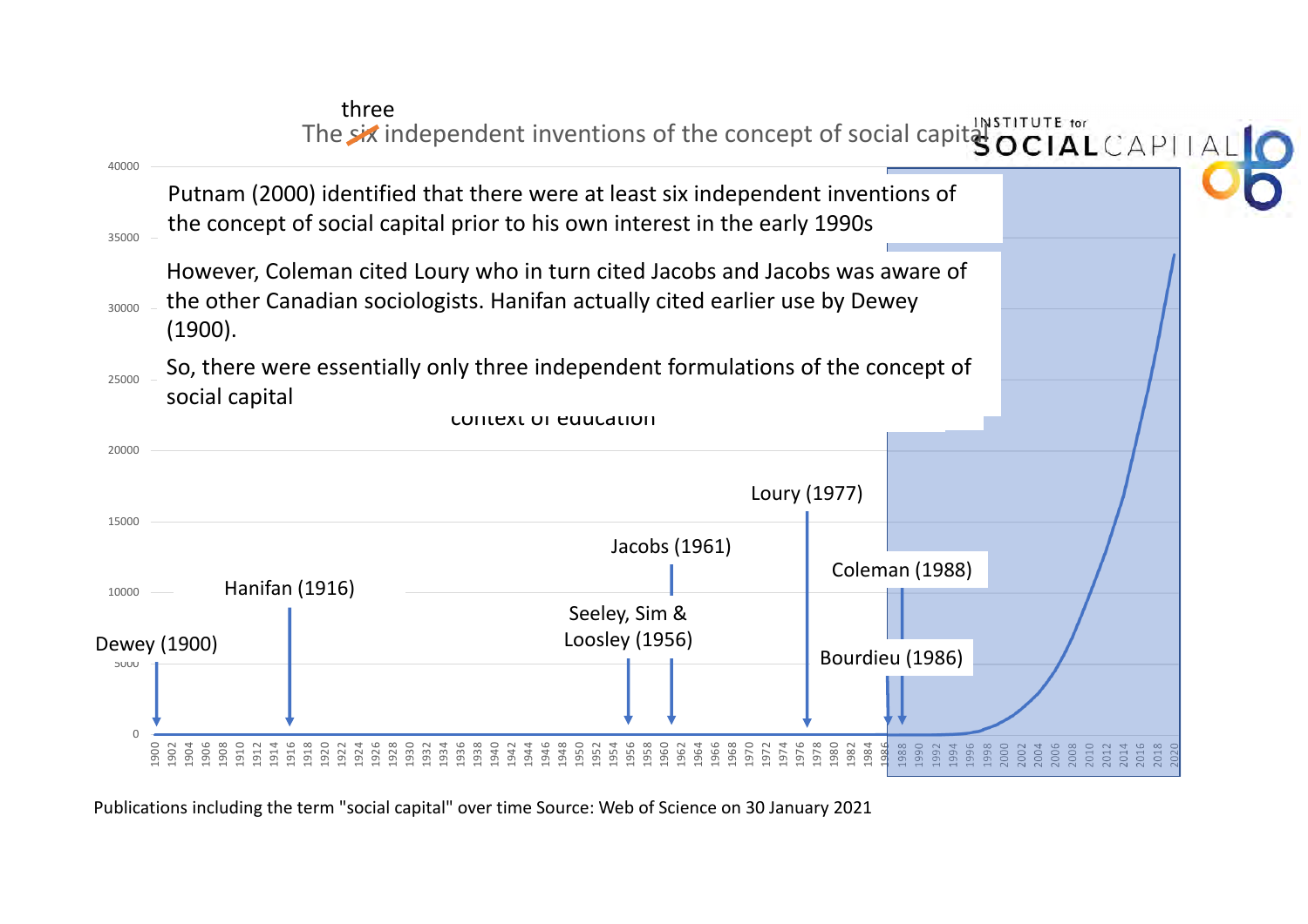# The ~~six~~ three independent inventions of the concept of social capital

Putnam (2000) identified that there were at least six independent inventions of the concept of social capital prior to his own interest in the early 1990s

However, Coleman cited Loury who in turn cited Jacobs and Jacobs was aware of the other Canadian sociologists. Hanifan actually cited earlier use by Dewey (1900).

So, there were essentially only three independent formulations of the concept of social capital

Dewey (1900)

Hanifan (1916)

Seeley, Sim & Loosley (1956)

Jacobs (1961)

Loury (1977)

Bourdieu (1986)

Coleman (1988)

Publications including the term "social capital" over time Source: Web of Science on 30 January 2021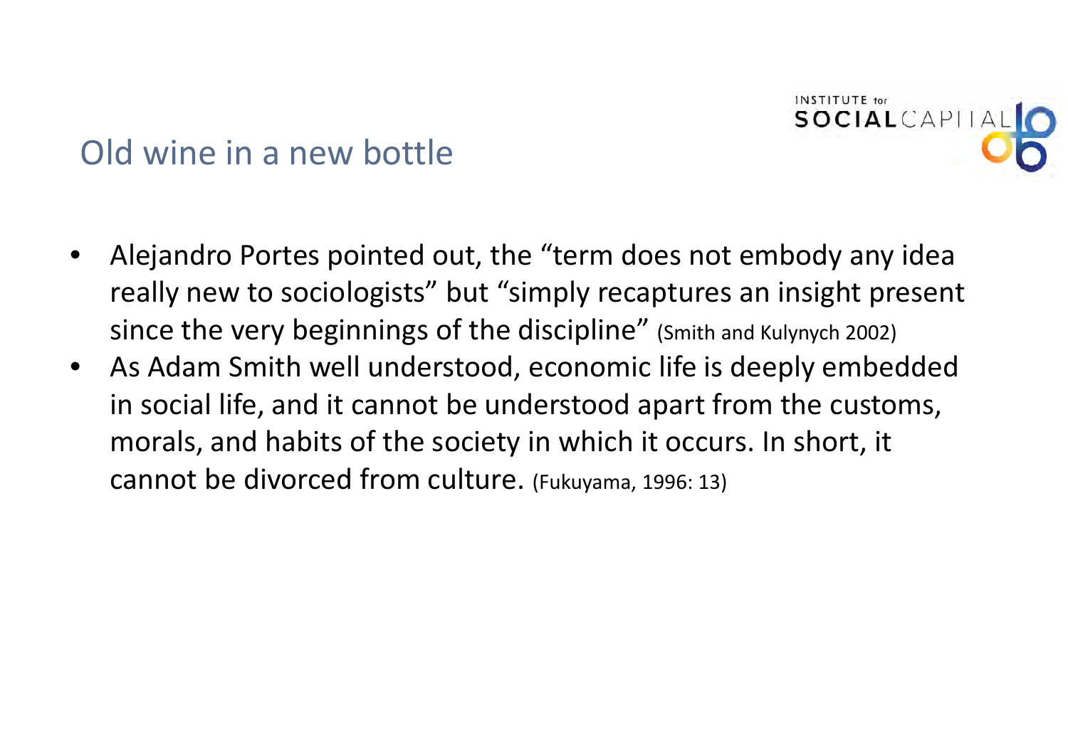# Old wine in a new bottle

- Alejandro Portes pointed out, the "term does not embody any idea really new to sociologists" but "simply recaptures an insight present since the very beginnings of the discipline" (Smith and Kulynych 2002)
- As Adam Smith well understood, economic life is deeply embedded in social life, and it cannot be understood apart from the customs, morals, and habits of the society in which it occurs. In short, it cannot be divorced from culture. (Fukuyama, 1996: 13)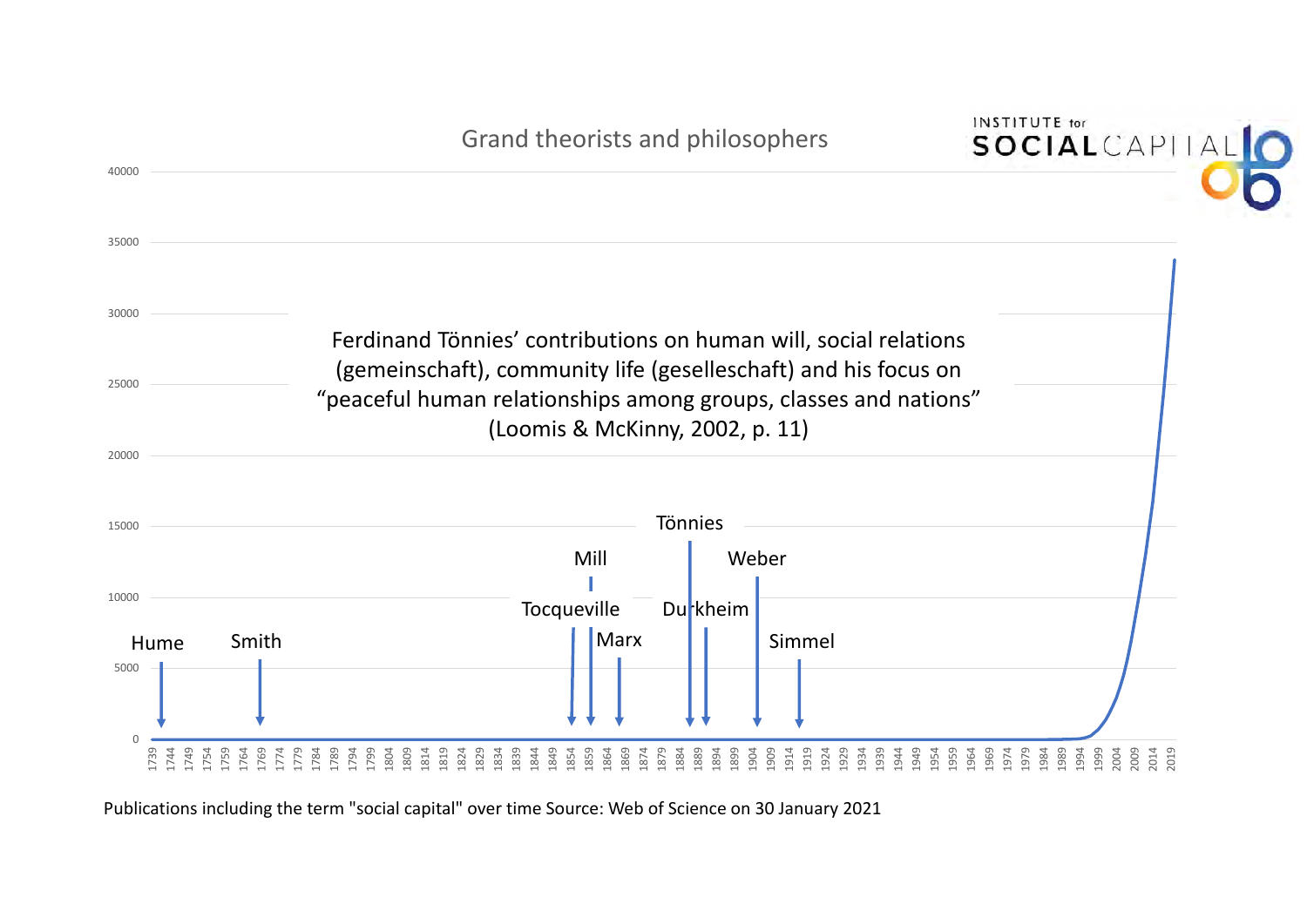## Grand theorists and philosophers

INSTITUTE for SOCIALCAPITAL

Ferdinand Tönnies' contributions on human will, social relations (gemeinschaft), community life (gesselleschaft) and his focus on "peaceful human relationships among groups, classes and nations" (Loomis & McKinny, 2002, p. 11)

Hume, Smith, Tocqueville, Mill, Marx, Tönnies, Durkheim, Weber, Simmel

Publications including the term "social capital" over time Source: Web of Science on 30 January 2021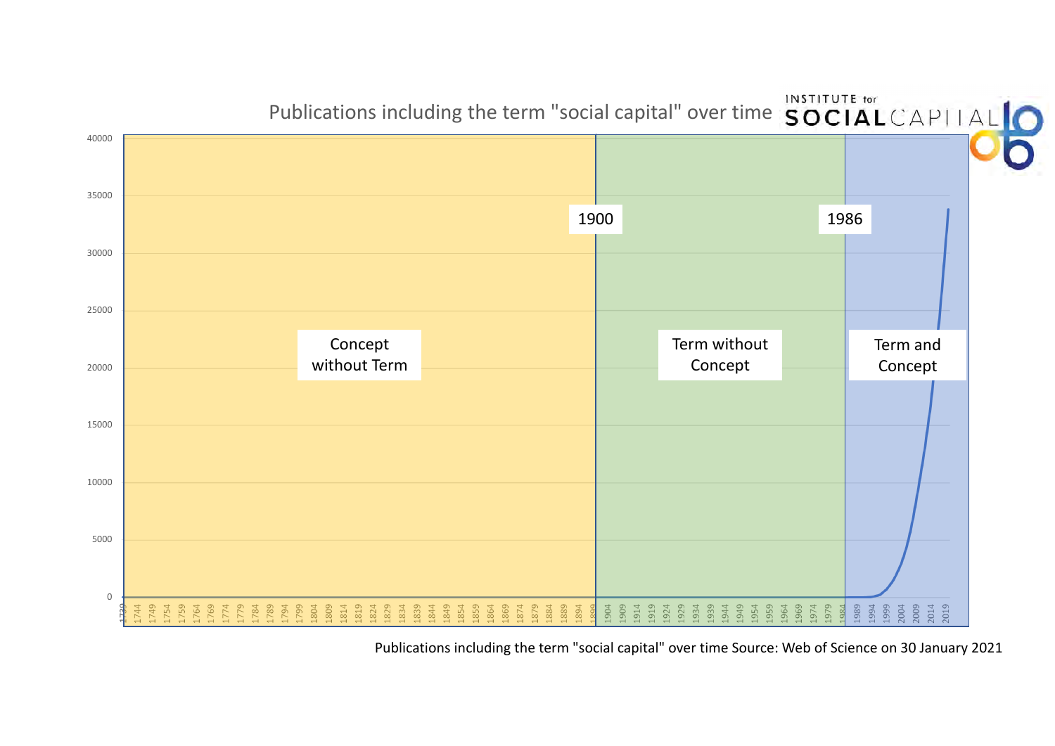Publications including the term "social capital" over time

INSTITUTE for SOCIAL CAPITAL

Concept without Term

1900

Term without Concept

1986

Term and Concept

Publications including the term "social capital" over time Source: Web of Science on 30 January 2021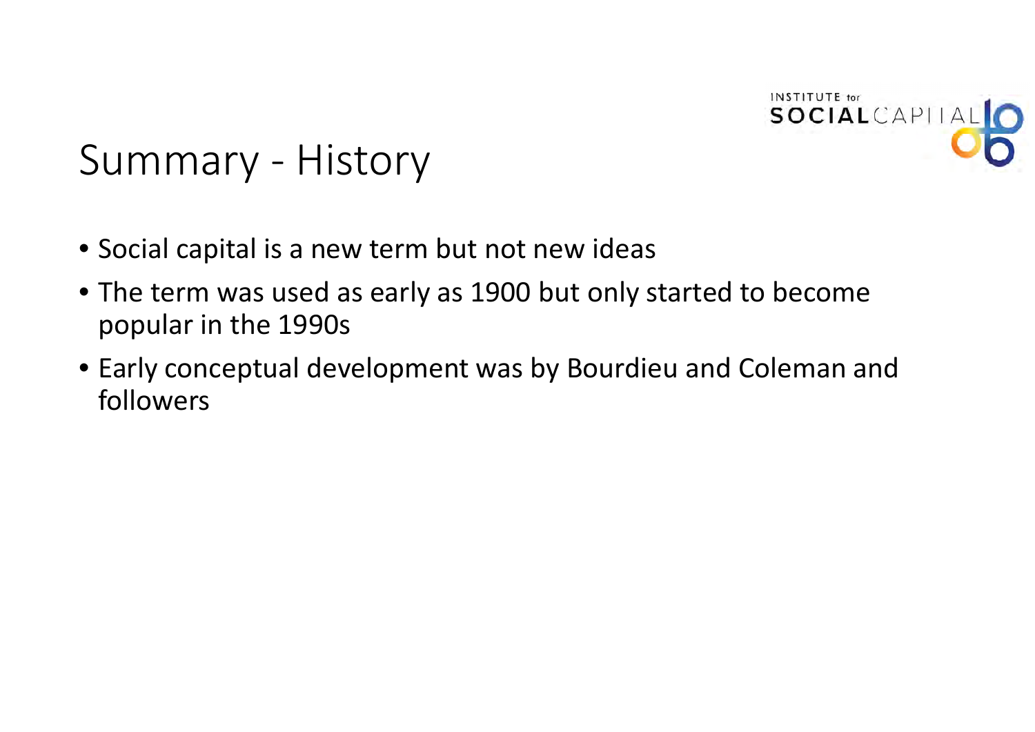# Summary - History

- Social capital is a new term but not new ideas
- The term was used as early as 1900 but only started to become popular in the 1990s
- Early conceptual development was by Bourdieu and Coleman and followers